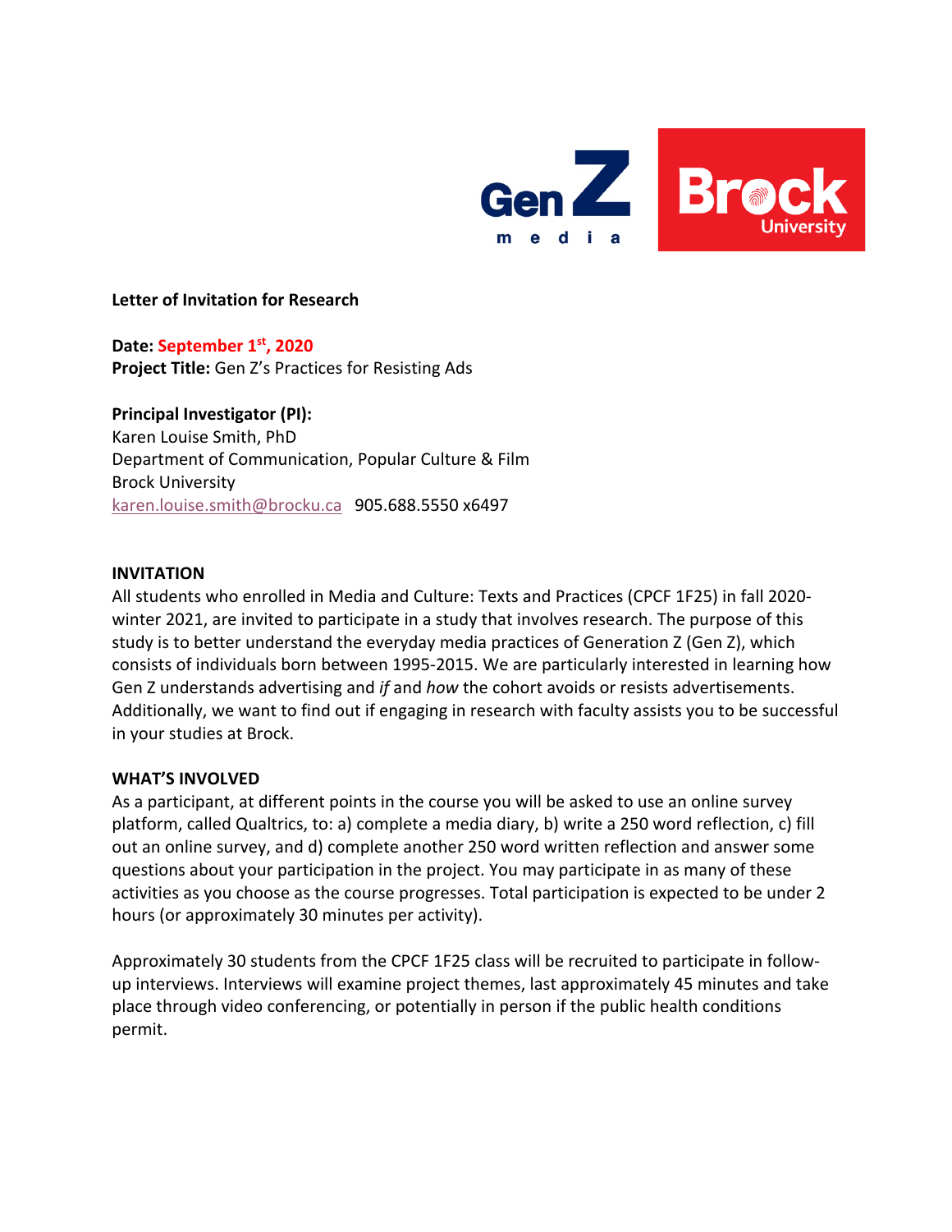**Letter of Invitation for Research**

**Date: September 1st, 2020**
**Project Title:** Gen Z's Practices for Resisting Ads

**Principal Investigator (PI):**
Karen Louise Smith, PhD
Department of Communication, Popular Culture & Film
Brock University
karen.louise.smith@brocku.ca 905.688.5550 x6497

**INVITATION**

All students who enrolled in Media and Culture: Texts and Practices (CPCF 1F25) in fall 2020-winter 2021, are invited to participate in a study that involves research. The purpose of this study is to better understand the everyday media practices of Generation Z (Gen Z), which consists of individuals born between 1995-2015. We are particularly interested in learning how Gen Z understands advertising and *if* and *how* the cohort avoids or resists advertisements. Additionally, we want to find out if engaging in research with faculty assists you to be successful in your studies at Brock.

**WHAT'S INVOLVED**

As a participant, at different points in the course you will be asked to use an online survey platform, called Qualtrics, to: a) complete a media diary, b) write a 250 word reflection, c) fill out an online survey, and d) complete another 250 word written reflection and answer some questions about your participation in the project. You may participate in as many of these activities as you choose as the course progresses. Total participation is expected to be under 2 hours (or approximately 30 minutes per activity).

Approximately 30 students from the CPCF 1F25 class will be recruited to participate in follow-up interviews. Interviews will examine project themes, last approximately 45 minutes and take place through video conferencing, or potentially in person if the public health conditions permit.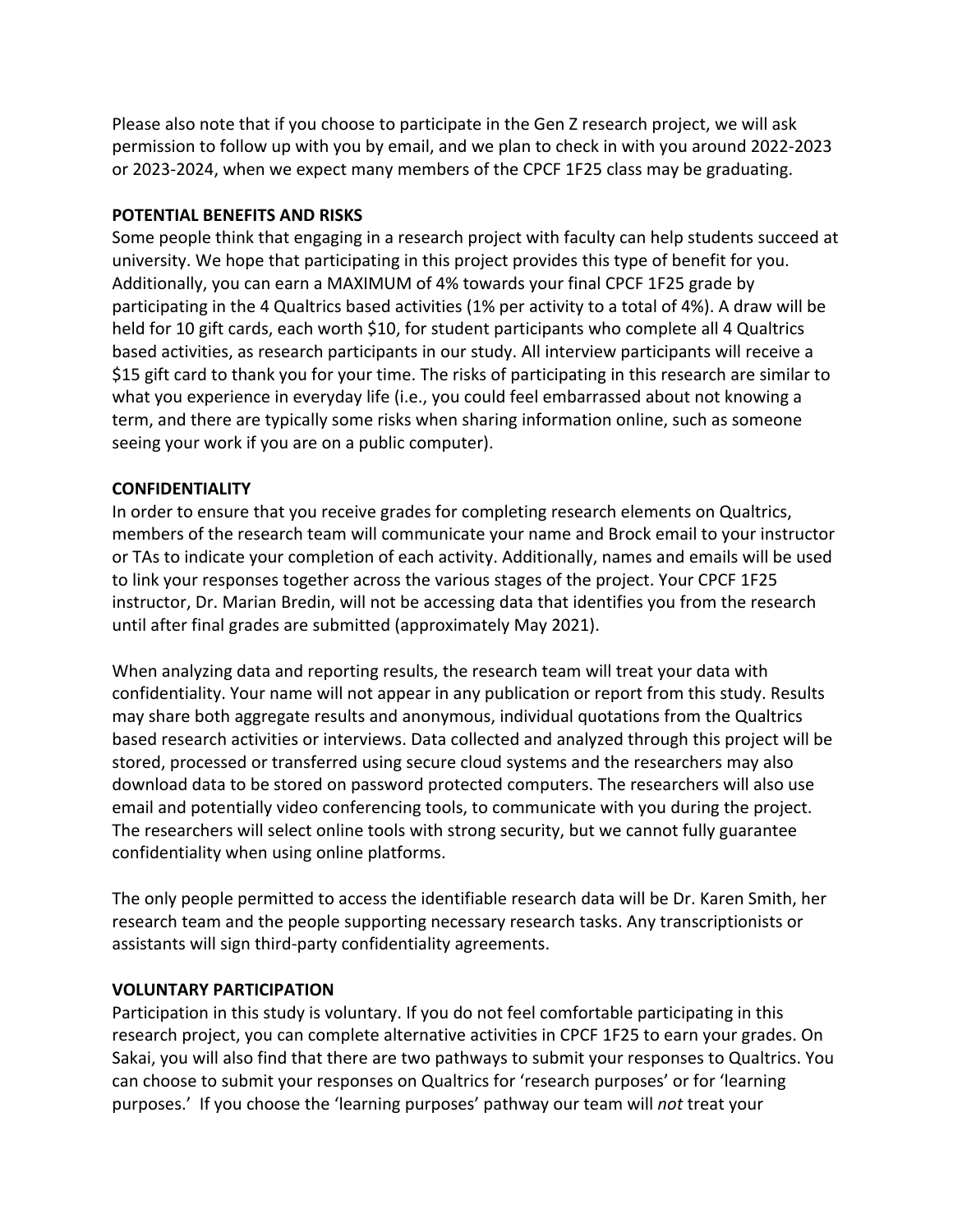Please also note that if you choose to participate in the Gen Z research project, we will ask permission to follow up with you by email, and we plan to check in with you around 2022-2023 or 2023-2024, when we expect many members of the CPCF 1F25 class may be graduating.

**POTENTIAL BENEFITS AND RISKS**

Some people think that engaging in a research project with faculty can help students succeed at university. We hope that participating in this project provides this type of benefit for you. Additionally, you can earn a MAXIMUM of 4% towards your final CPCF 1F25 grade by participating in the 4 Qualtrics based activities (1% per activity to a total of 4%). A draw will be held for 10 gift cards, each worth $10, for student participants who complete all 4 Qualtrics based activities, as research participants in our study. All interview participants will receive a $15 gift card to thank you for your time. The risks of participating in this research are similar to what you experience in everyday life (i.e., you could feel embarrassed about not knowing a term, and there are typically some risks when sharing information online, such as someone seeing your work if you are on a public computer).

**CONFIDENTIALITY**

In order to ensure that you receive grades for completing research elements on Qualtrics, members of the research team will communicate your name and Brock email to your instructor or TAs to indicate your completion of each activity. Additionally, names and emails will be used to link your responses together across the various stages of the project. Your CPCF 1F25 instructor, Dr. Marian Bredin, will not be accessing data that identifies you from the research until after final grades are submitted (approximately May 2021).

When analyzing data and reporting results, the research team will treat your data with confidentiality. Your name will not appear in any publication or report from this study. Results may share both aggregate results and anonymous, individual quotations from the Qualtrics based research activities or interviews. Data collected and analyzed through this project will be stored, processed or transferred using secure cloud systems and the researchers may also download data to be stored on password protected computers. The researchers will also use email and potentially video conferencing tools, to communicate with you during the project. The researchers will select online tools with strong security, but we cannot fully guarantee confidentiality when using online platforms.

The only people permitted to access the identifiable research data will be Dr. Karen Smith, her research team and the people supporting necessary research tasks. Any transcriptionists or assistants will sign third-party confidentiality agreements.

**VOLUNTARY PARTICIPATION**

Participation in this study is voluntary. If you do not feel comfortable participating in this research project, you can complete alternative activities in CPCF 1F25 to earn your grades. On Sakai, you will also find that there are two pathways to submit your responses to Qualtrics. You can choose to submit your responses on Qualtrics for 'research purposes' or for 'learning purposes.' If you choose the 'learning purposes' pathway our team will *not* treat your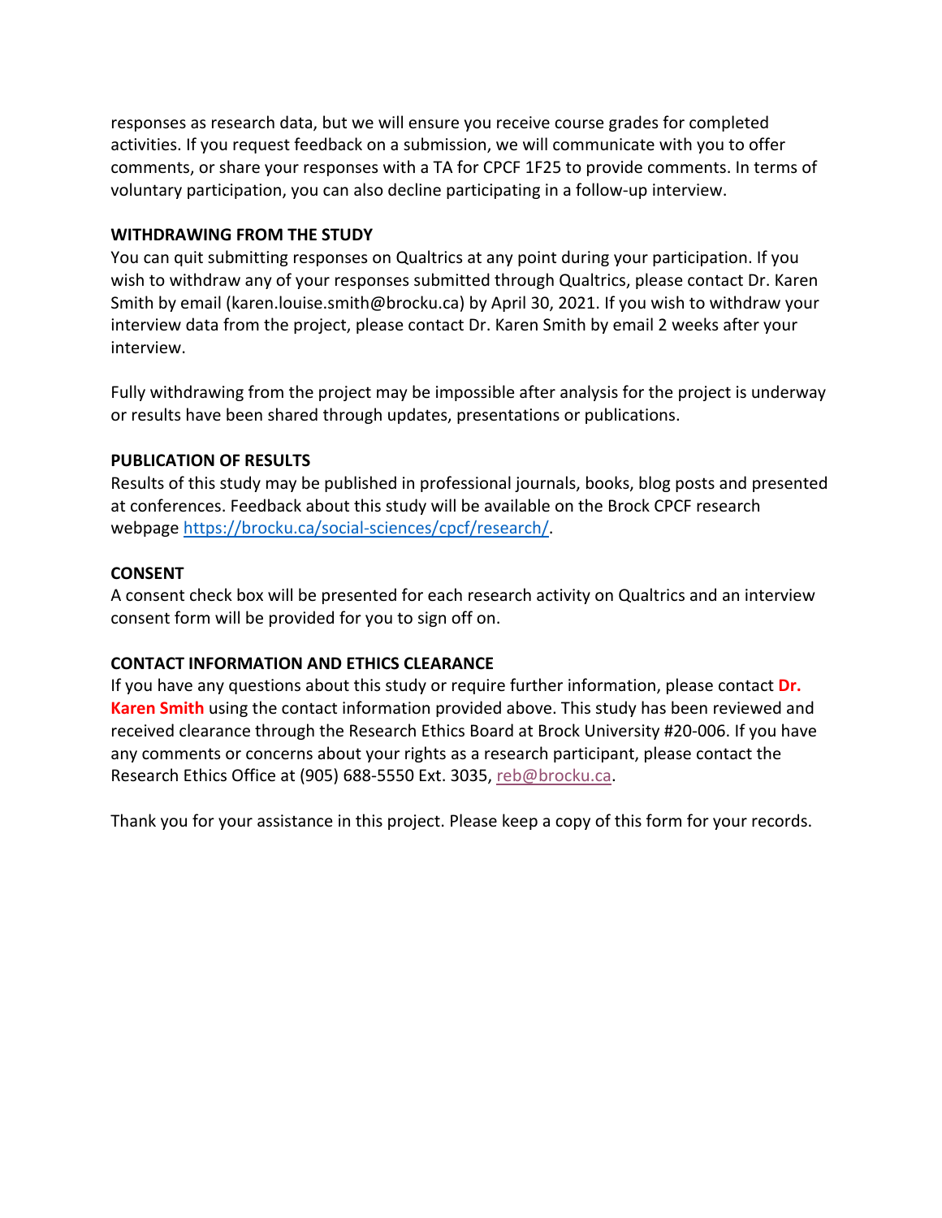responses as research data, but we will ensure you receive course grades for completed activities. If you request feedback on a submission, we will communicate with you to offer comments, or share your responses with a TA for CPCF 1F25 to provide comments. In terms of voluntary participation, you can also decline participating in a follow-up interview.

**WITHDRAWING FROM THE STUDY**

You can quit submitting responses on Qualtrics at any point during your participation. If you wish to withdraw any of your responses submitted through Qualtrics, please contact Dr. Karen Smith by email (karen.louise.smith@brocku.ca) by April 30, 2021. If you wish to withdraw your interview data from the project, please contact Dr. Karen Smith by email 2 weeks after your interview.

Fully withdrawing from the project may be impossible after analysis for the project is underway or results have been shared through updates, presentations or publications.

**PUBLICATION OF RESULTS**

Results of this study may be published in professional journals, books, blog posts and presented at conferences. Feedback about this study will be available on the Brock CPCF research webpage https://brocku.ca/social-sciences/cpcf/research/.

**CONSENT**

A consent check box will be presented for each research activity on Qualtrics and an interview consent form will be provided for you to sign off on.

**CONTACT INFORMATION AND ETHICS CLEARANCE**

If you have any questions about this study or require further information, please contact **Dr. Karen Smith** using the contact information provided above. This study has been reviewed and received clearance through the Research Ethics Board at Brock University #20-006. If you have any comments or concerns about your rights as a research participant, please contact the Research Ethics Office at (905) 688-5550 Ext. 3035, reb@brocku.ca.

Thank you for your assistance in this project. Please keep a copy of this form for your records.